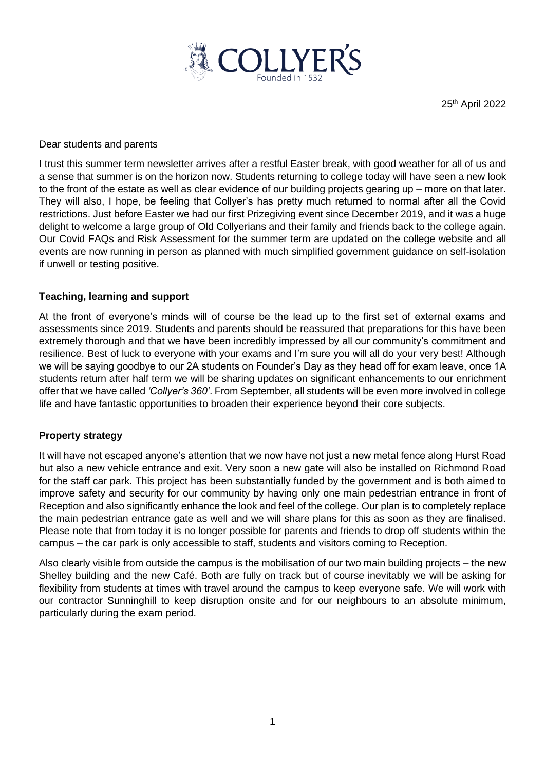25th April 2022

Dear students and parents

I trust this summer term newsletter arrives after a restful Easter break, with good weather for all of us and a sense that summer is on the horizon now. Students returning to college today will have seen a new look to the front of the estate as well as clear evidence of our building projects gearing up – more on that later. They will also, I hope, be feeling that Collyer's has pretty much returned to normal after all the Covid restrictions. Just before Easter we had our first Prizegiving event since December 2019, and it was a huge delight to welcome a large group of Old Collyerians and their family and friends back to the college again. Our Covid FAQs and Risk Assessment for the summer term are updated on the college website and all events are now running in person as planned with much simplified government guidance on self-isolation if unwell or testing positive.

**Teaching, learning and support**

At the front of everyone's minds will of course be the lead up to the first set of external exams and assessments since 2019. Students and parents should be reassured that preparations for this have been extremely thorough and that we have been incredibly impressed by all our community's commitment and resilience. Best of luck to everyone with your exams and I'm sure you will all do your very best! Although we will be saying goodbye to our 2A students on Founder's Day as they head off for exam leave, once 1A students return after half term we will be sharing updates on significant enhancements to our enrichment offer that we have called *'Collyer's 360'*. From September, all students will be even more involved in college life and have fantastic opportunities to broaden their experience beyond their core subjects.

**Property strategy**

It will have not escaped anyone's attention that we now have not just a new metal fence along Hurst Road but also a new vehicle entrance and exit. Very soon a new gate will also be installed on Richmond Road for the staff car park. This project has been substantially funded by the government and is both aimed to improve safety and security for our community by having only one main pedestrian entrance in front of Reception and also significantly enhance the look and feel of the college. Our plan is to completely replace the main pedestrian entrance gate as well and we will share plans for this as soon as they are finalised. Please note that from today it is no longer possible for parents and friends to drop off students within the campus – the car park is only accessible to staff, students and visitors coming to Reception.

Also clearly visible from outside the campus is the mobilisation of our two main building projects – the new Shelley building and the new Café. Both are fully on track but of course inevitably we will be asking for flexibility from students at times with travel around the campus to keep everyone safe. We will work with our contractor Sunninghill to keep disruption onsite and for our neighbours to an absolute minimum, particularly during the exam period.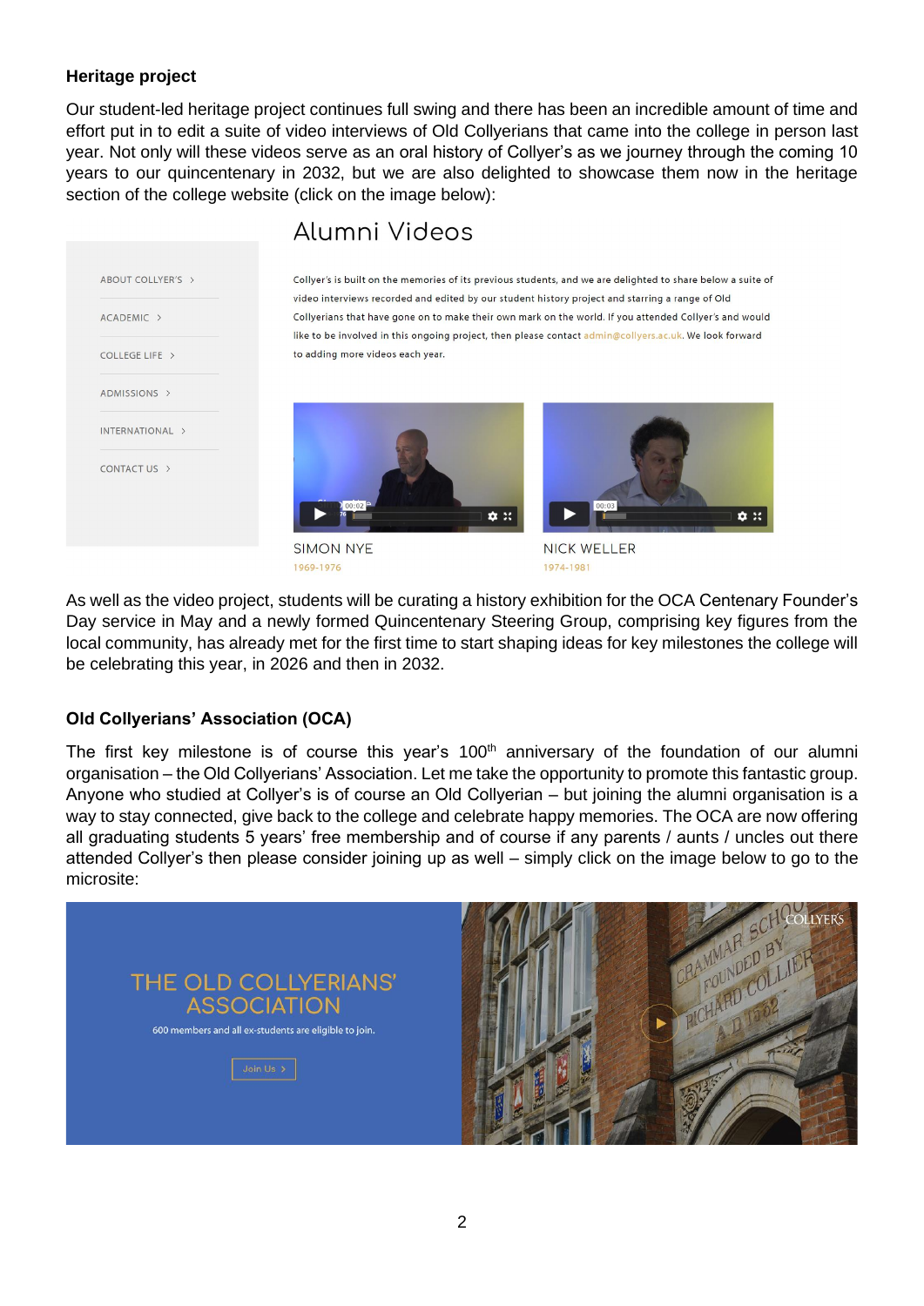## Heritage project

Our student-led heritage project continues full swing and there has been an incredible amount of time and effort put in to edit a suite of video interviews of Old Collyerians that came into the college in person last year. Not only will these videos serve as an oral history of Collyer's as we journey through the coming 10 years to our quincentenary in 2032, but we are also delighted to showcase them now in the heritage section of the college website (click on the image below):

Alumni Videos

ABOUT COLLYER'S ›
ACADEMIC ›
COLLEGE LIFE ›
ADMISSIONS ›
INTERNATIONAL ›
CONTACT US ›

Collyer's is built on the memories of its previous students, and we are delighted to share below a suite of video interviews recorded and edited by our student history project and starring a range of Old Collyerians that have gone on to make their own mark on the world. If you attended Collyer's and would like to be involved in this ongoing project, then please contact admin@collyers.ac.uk. We look forward to adding more videos each year.

SIMON NYE
1969-1976

NICK WELLER
1974-1981

As well as the video project, students will be curating a history exhibition for the OCA Centenary Founder's Day service in May and a newly formed Quincentenary Steering Group, comprising key figures from the local community, has already met for the first time to start shaping ideas for key milestones the college will be celebrating this year, in 2026 and then in 2032.

## Old Collyerians' Association (OCA)

The first key milestone is of course this year's 100th anniversary of the foundation of our alumni organisation – the Old Collyerians' Association. Let me take the opportunity to promote this fantastic group. Anyone who studied at Collyer's is of course an Old Collyerian – but joining the alumni organisation is a way to stay connected, give back to the college and celebrate happy memories. The OCA are now offering all graduating students 5 years' free membership and of course if any parents / aunts / uncles out there attended Collyer's then please consider joining up as well – simply click on the image below to go to the microsite:

THE OLD COLLYERIANS' ASSOCIATION

600 members and all ex-students are eligible to join.

Join Us ›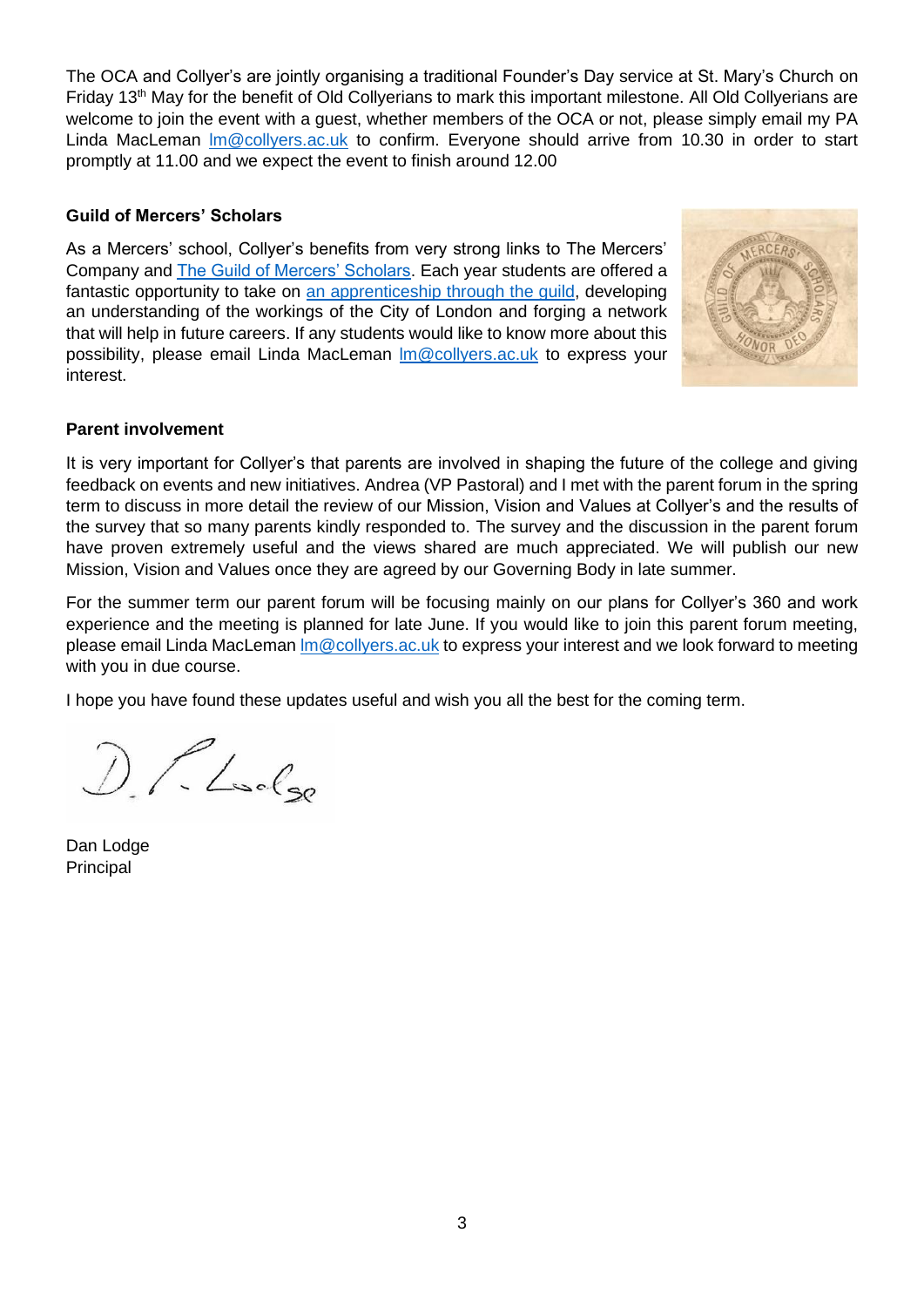The OCA and Collyer's are jointly organising a traditional Founder's Day service at St. Mary's Church on Friday 13th May for the benefit of Old Collyerians to mark this important milestone. All Old Collyerians are welcome to join the event with a guest, whether members of the OCA or not, please simply email my PA Linda MacLeman lm@collyers.ac.uk to confirm. Everyone should arrive from 10.30 in order to start promptly at 11.00 and we expect the event to finish around 12.00

**Guild of Mercers' Scholars**

As a Mercers' school, Collyer's benefits from very strong links to The Mercers' Company and The Guild of Mercers' Scholars. Each year students are offered a fantastic opportunity to take on an apprenticeship through the guild, developing an understanding of the workings of the City of London and forging a network that will help in future careers. If any students would like to know more about this possibility, please email Linda MacLeman lm@collyers.ac.uk to express your interest.

**Parent involvement**

It is very important for Collyer's that parents are involved in shaping the future of the college and giving feedback on events and new initiatives. Andrea (VP Pastoral) and I met with the parent forum in the spring term to discuss in more detail the review of our Mission, Vision and Values at Collyer's and the results of the survey that so many parents kindly responded to. The survey and the discussion in the parent forum have proven extremely useful and the views shared are much appreciated. We will publish our new Mission, Vision and Values once they are agreed by our Governing Body in late summer.

For the summer term our parent forum will be focusing mainly on our plans for Collyer's 360 and work experience and the meeting is planned for late June. If you would like to join this parent forum meeting, please email Linda MacLeman lm@collyers.ac.uk to express your interest and we look forward to meeting with you in due course.

I hope you have found these updates useful and wish you all the best for the coming term.

Dan Lodge
Principal